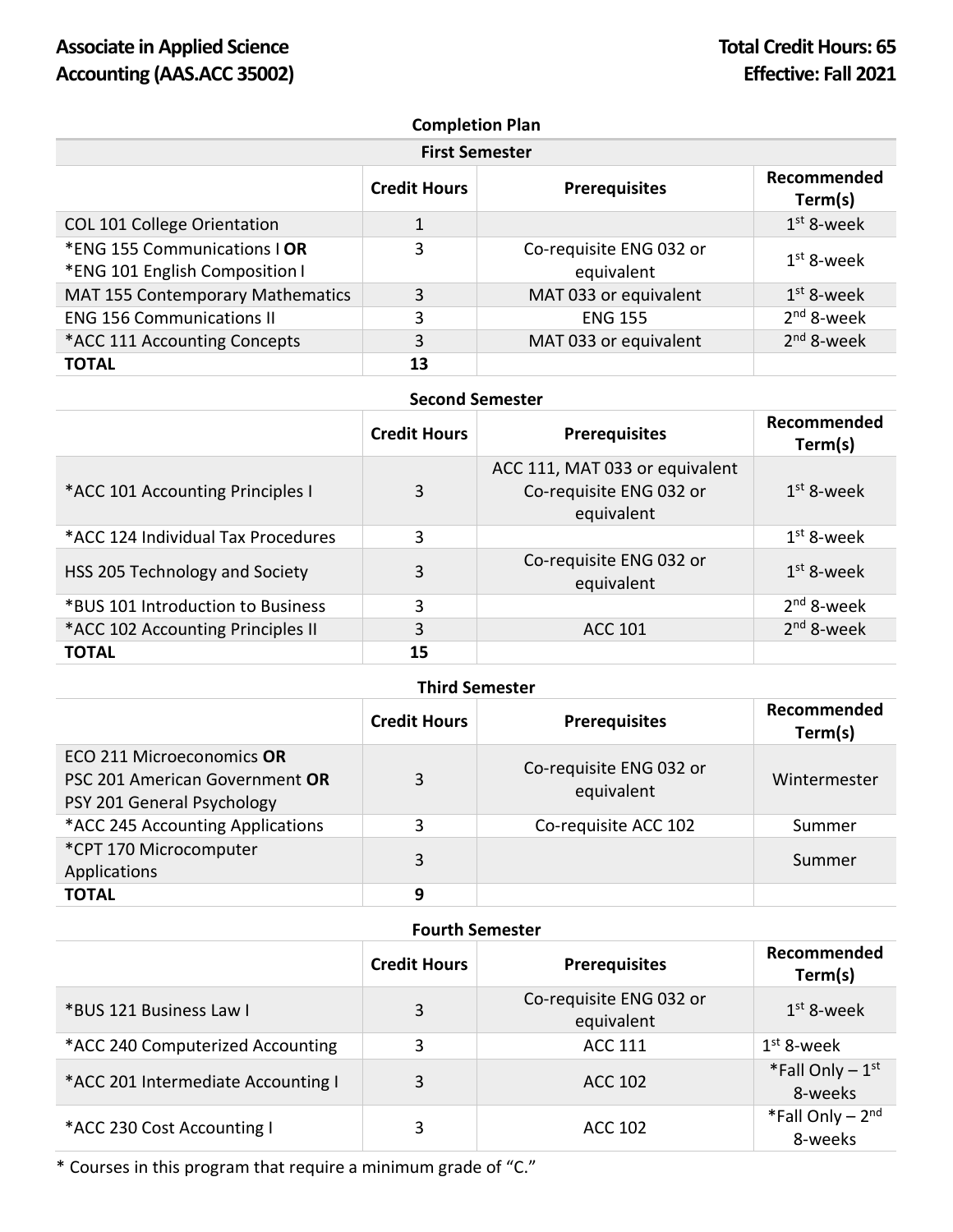**Associate in Applied Science**
**Accounting (AAS.ACC 35002)**

**Total Credit Hours: 65**
**Effective: Fall 2021**

### Completion Plan

#### First Semester

| | Credit Hours | Prerequisites | Recommended Term(s) |
|---|---|---|---|
| COL 101 College Orientation | 1 | | 1st 8-week |
| *ENG 155 Communications I **OR** *ENG 101 English Composition I | 3 | Co-requisite ENG 032 or equivalent | 1st 8-week |
| MAT 155 Contemporary Mathematics | 3 | MAT 033 or equivalent | 1st 8-week |
| ENG 156 Communications II | 3 | ENG 155 | 2nd 8-week |
| *ACC 111 Accounting Concepts | 3 | MAT 033 or equivalent | 2nd 8-week |
| **TOTAL** | **13** | | |

#### Second Semester

| | Credit Hours | Prerequisites | Recommended Term(s) |
|---|---|---|---|
| *ACC 101 Accounting Principles I | 3 | ACC 111, MAT 033 or equivalent Co-requisite ENG 032 or equivalent | 1st 8-week |
| *ACC 124 Individual Tax Procedures | 3 | | 1st 8-week |
| HSS 205 Technology and Society | 3 | Co-requisite ENG 032 or equivalent | 1st 8-week |
| *BUS 101 Introduction to Business | 3 | | 2nd 8-week |
| *ACC 102 Accounting Principles II | 3 | ACC 101 | 2nd 8-week |
| **TOTAL** | **15** | | |

#### Third Semester

| | Credit Hours | Prerequisites | Recommended Term(s) |
|---|---|---|---|
| ECO 211 Microeconomics **OR** PSC 201 American Government **OR** PSY 201 General Psychology | 3 | Co-requisite ENG 032 or equivalent | Wintermester |
| *ACC 245 Accounting Applications | 3 | Co-requisite ACC 102 | Summer |
| *CPT 170 Microcomputer Applications | 3 | | Summer |
| **TOTAL** | **9** | | |

#### Fourth Semester

| | Credit Hours | Prerequisites | Recommended Term(s) |
|---|---|---|---|
| *BUS 121 Business Law I | 3 | Co-requisite ENG 032 or equivalent | 1st 8-week |
| *ACC 240 Computerized Accounting | 3 | ACC 111 | 1st 8-week |
| *ACC 201 Intermediate Accounting I | 3 | ACC 102 | *Fall Only – 1st 8-weeks |
| *ACC 230 Cost Accounting I | 3 | ACC 102 | *Fall Only – 2nd 8-weeks |

* Courses in this program that require a minimum grade of "C."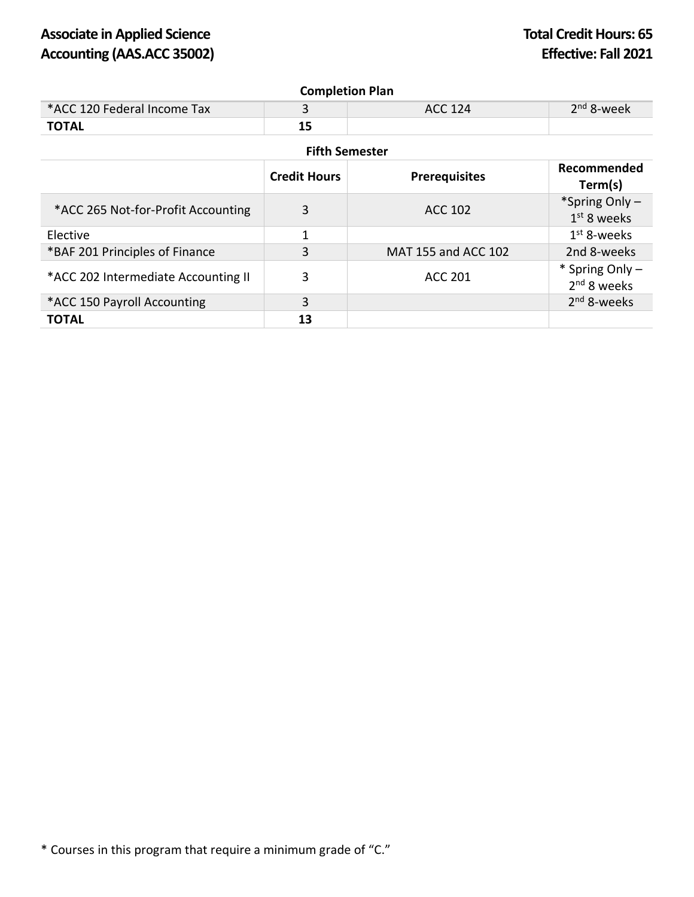## Associate in Applied Science Accounting (AAS.ACC 35002)

**Total Credit Hours: 65**
**Effective: Fall 2021**

### Completion Plan

| | | | |
|---|---|---|---|
| *ACC 120 Federal Income Tax | 3 | ACC 124 | 2nd 8-week |
| **TOTAL** | **15** | | |

### Fifth Semester

| | Credit Hours | Prerequisites | Recommended Term(s) |
|---|---|---|---|
| *ACC 265 Not-for-Profit Accounting | 3 | ACC 102 | *Spring Only – 1st 8 weeks |
| Elective | 1 | | 1st 8-weeks |
| *BAF 201 Principles of Finance | 3 | MAT 155 and ACC 102 | 2nd 8-weeks |
| *ACC 202 Intermediate Accounting II | 3 | ACC 201 | * Spring Only – 2nd 8 weeks |
| *ACC 150 Payroll Accounting | 3 | | 2nd 8-weeks |
| **TOTAL** | **13** | | |

* Courses in this program that require a minimum grade of "C."